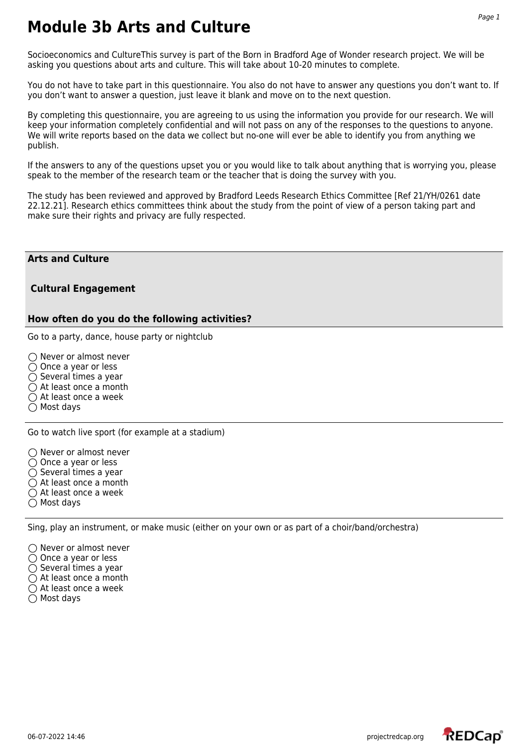# Module 3b Arts and Culture

Socioeconomics and CultureThis survey is part of the Born in Bradford Age of Wonder research project. We will be asking you questions about arts and culture. This will take about 10-20 minutes to complete.

You do not have to take part in this questionnaire. You also do not have to answer any questions you don't want to. If you don't want to answer a question, just leave it blank and move on to the next question.

By completing this questionnaire, you are agreeing to us using the information you provide for our research. We will keep your information completely confidential and will not pass on any of the responses to the questions to anyone. We will write reports based on the data we collect but no-one will ever be able to identify you from anything we publish.

If the answers to any of the questions upset you or you would like to talk about anything that is worrying you, please speak to the member of the research team or the teacher that is doing the survey with you.

The study has been reviewed and approved by Bradford Leeds Research Ethics Committee [Ref 21/YH/0261 date 22.12.21]. Research ethics committees think about the study from the point of view of a person taking part and make sure their rights and privacy are fully respected.

## Arts and Culture

### Cultural Engagement

### How often do you do the following activities?

Go to a party, dance, house party or nightclub

- ◯ Never or almost never
- ◯ Once a year or less
- ◯ Several times a year
- ◯ At least once a month
- ◯ At least once a week
- ◯ Most days

Go to watch live sport (for example at a stadium)

- ◯ Never or almost never
- ◯ Once a year or less
- ◯ Several times a year
- ◯ At least once a month
- ◯ At least once a week
- ◯ Most days

Sing, play an instrument, or make music (either on your own or as part of a choir/band/orchestra)

- ◯ Never or almost never
- ◯ Once a year or less
- ◯ Several times a year
- ◯ At least once a month
- ◯ At least once a week
- ◯ Most days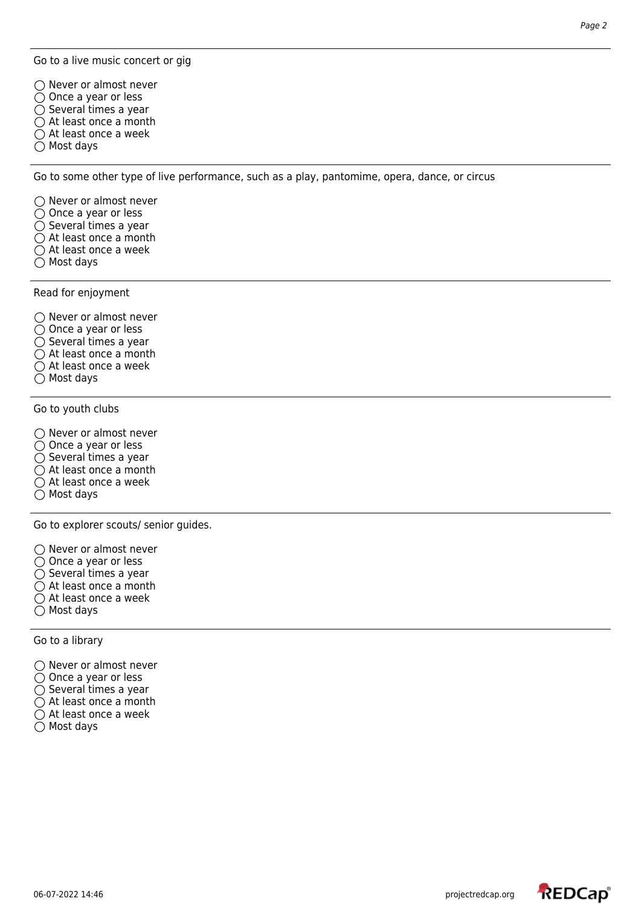---

Go to a live music concert or gig

- ◯ Never or almost never
- ◯ Once a year or less
- ◯ Several times a year
- ◯ At least once a month
- ◯ At least once a week
- ◯ Most days

---

Go to some other type of live performance, such as a play, pantomime, opera, dance, or circus

- ◯ Never or almost never
- ◯ Once a year or less
- ◯ Several times a year
- ◯ At least once a month
- ◯ At least once a week
- ◯ Most days

---

Read for enjoyment

- ◯ Never or almost never
- ◯ Once a year or less
- ◯ Several times a year
- ◯ At least once a month
- ◯ At least once a week
- ◯ Most days

---

Go to youth clubs

- ◯ Never or almost never
- ◯ Once a year or less
- ◯ Several times a year
- ◯ At least once a month
- ◯ At least once a week
- ◯ Most days

---

Go to explorer scouts/ senior guides.

- ◯ Never or almost never
- ◯ Once a year or less
- ◯ Several times a year
- ◯ At least once a month
- ◯ At least once a week
- ◯ Most days

---

Go to a library

- ◯ Never or almost never
- ◯ Once a year or less
- ◯ Several times a year
- ◯ At least once a month
- ◯ At least once a week
- ◯ Most days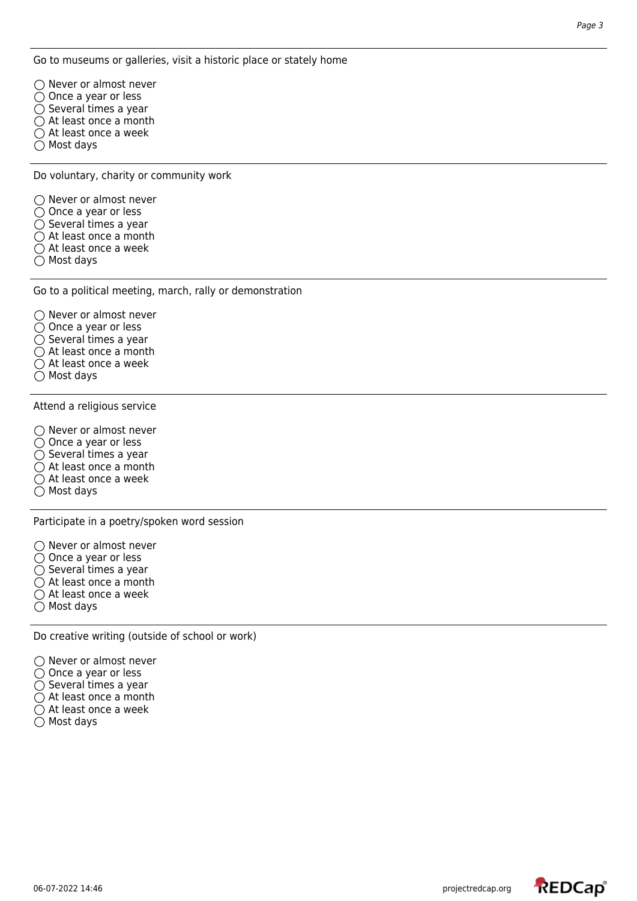Go to museums or galleries, visit a historic place or stately home

◯ Never or almost never
◯ Once a year or less
◯ Several times a year
◯ At least once a month
◯ At least once a week
◯ Most days

---

Do voluntary, charity or community work

◯ Never or almost never
◯ Once a year or less
◯ Several times a year
◯ At least once a month
◯ At least once a week
◯ Most days

---

Go to a political meeting, march, rally or demonstration

◯ Never or almost never
◯ Once a year or less
◯ Several times a year
◯ At least once a month
◯ At least once a week
◯ Most days

---

Attend a religious service

◯ Never or almost never
◯ Once a year or less
◯ Several times a year
◯ At least once a month
◯ At least once a week
◯ Most days

---

Participate in a poetry/spoken word session

◯ Never or almost never
◯ Once a year or less
◯ Several times a year
◯ At least once a month
◯ At least once a week
◯ Most days

---

Do creative writing (outside of school or work)

◯ Never or almost never
◯ Once a year or less
◯ Several times a year
◯ At least once a month
◯ At least once a week
◯ Most days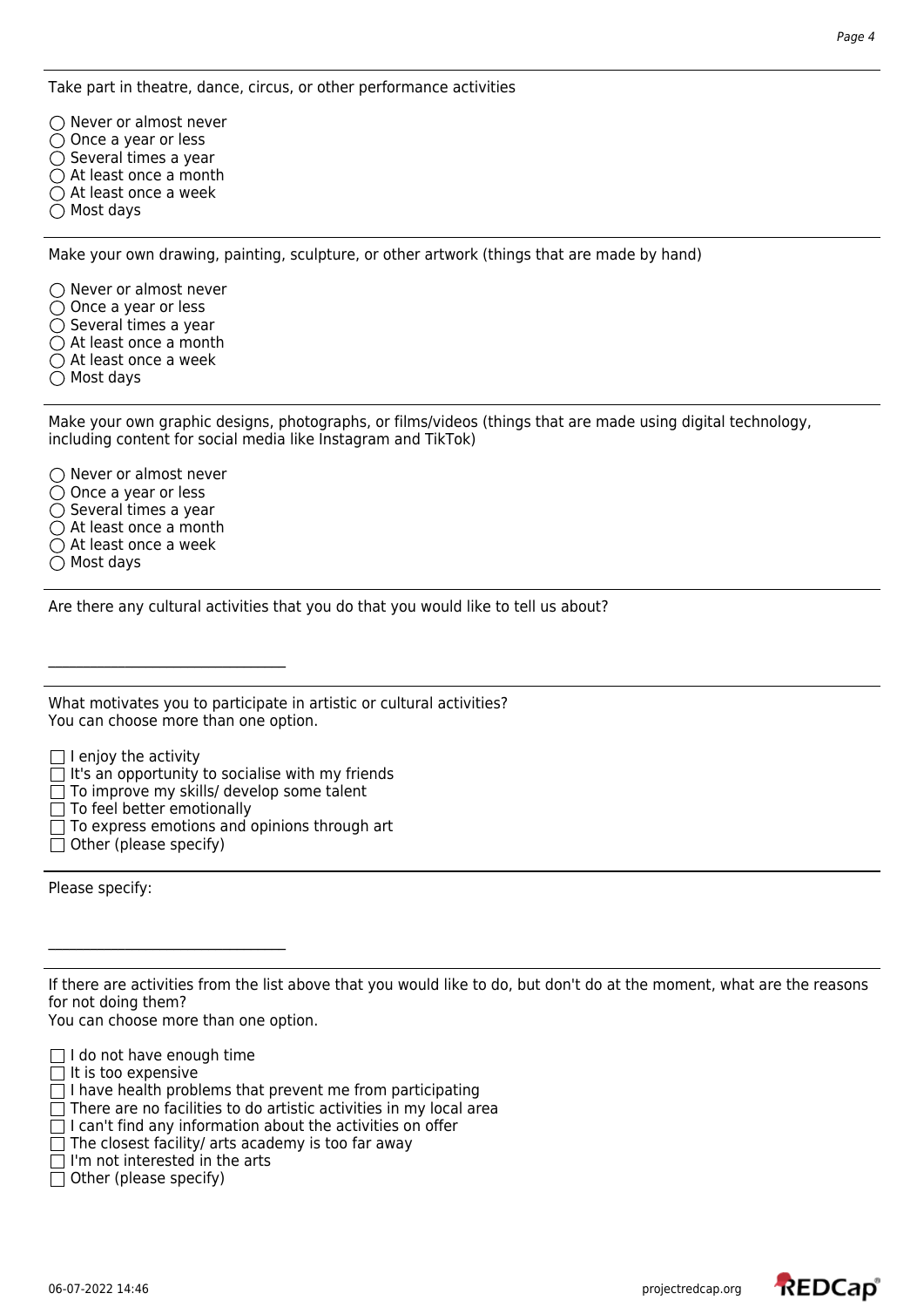Take part in theatre, dance, circus, or other performance activities

- ◯ Never or almost never
- ◯ Once a year or less
- ◯ Several times a year
- ◯ At least once a month
- ◯ At least once a week
- ◯ Most days

---

Make your own drawing, painting, sculpture, or other artwork (things that are made by hand)

- ◯ Never or almost never
- ◯ Once a year or less
- ◯ Several times a year
- ◯ At least once a month
- ◯ At least once a week
- ◯ Most days

---

Make your own graphic designs, photographs, or films/videos (things that are made using digital technology, including content for social media like Instagram and TikTok)

- ◯ Never or almost never
- ◯ Once a year or less
- ◯ Several times a year
- ◯ At least once a month
- ◯ At least once a week
- ◯ Most days

---

Are there any cultural activities that you do that you would like to tell us about?

__________________________________

---

What motivates you to participate in artistic or cultural activities?
You can choose more than one option.

- ☐ I enjoy the activity
- ☐ It's an opportunity to socialise with my friends
- ☐ To improve my skills/ develop some talent
- ☐ To feel better emotionally
- ☐ To express emotions and opinions through art
- ☐ Other (please specify)

---

Please specify:

__________________________________

---

If there are activities from the list above that you would like to do, but don't do at the moment, what are the reasons for not doing them?
You can choose more than one option.

- ☐ I do not have enough time
- ☐ It is too expensive
- ☐ I have health problems that prevent me from participating
- ☐ There are no facilities to do artistic activities in my local area
- ☐ I can't find any information about the activities on offer
- ☐ The closest facility/ arts academy is too far away
- ☐ I'm not interested in the arts
- ☐ Other (please specify)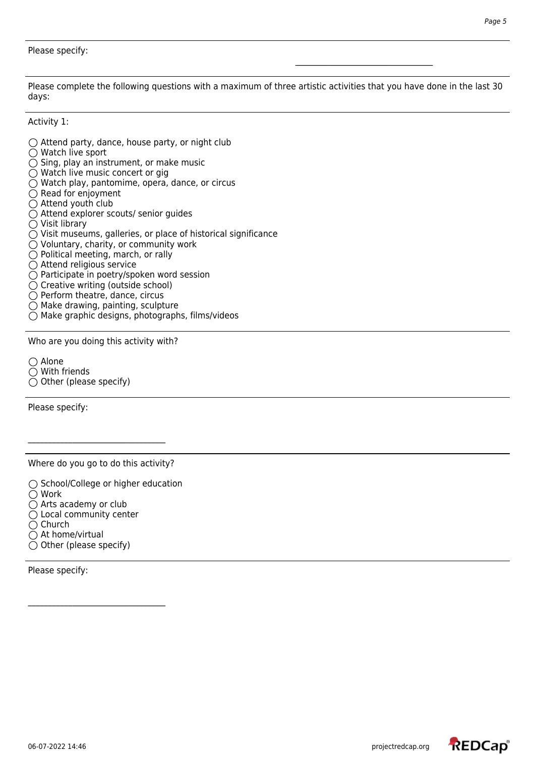Please specify:

\_\_\_\_\_\_\_\_\_\_\_\_\_\_\_\_\_\_\_\_\_\_\_\_\_\_\_\_\_\_\_\_

Please complete the following questions with a maximum of three artistic activities that you have done in the last 30 days:

Activity 1:

- ◯ Attend party, dance, house party, or night club
- ◯ Watch live sport
- ◯ Sing, play an instrument, or make music
- ◯ Watch live music concert or gig
- ◯ Watch play, pantomime, opera, dance, or circus
- ◯ Read for enjoyment
- ◯ Attend youth club
- ◯ Attend explorer scouts/ senior guides
- ◯ Visit library
- ◯ Visit museums, galleries, or place of historical significance
- ◯ Voluntary, charity, or community work
- ◯ Political meeting, march, or rally
- ◯ Attend religious service
- ◯ Participate in poetry/spoken word session
- ◯ Creative writing (outside school)
- ◯ Perform theatre, dance, circus
- ◯ Make drawing, painting, sculpture
- ◯ Make graphic designs, photographs, films/videos

Who are you doing this activity with?

- ◯ Alone
- ◯ With friends
- ◯ Other (please specify)

Please specify:

\_\_\_\_\_\_\_\_\_\_\_\_\_\_\_\_\_\_\_\_\_\_\_\_\_\_\_\_\_\_\_\_

Where do you go to do this activity?

- ◯ School/College or higher education
- ◯ Work
- ◯ Arts academy or club
- ◯ Local community center
- ◯ Church
- ◯ At home/virtual
- ◯ Other (please specify)

Please specify:

\_\_\_\_\_\_\_\_\_\_\_\_\_\_\_\_\_\_\_\_\_\_\_\_\_\_\_\_\_\_\_\_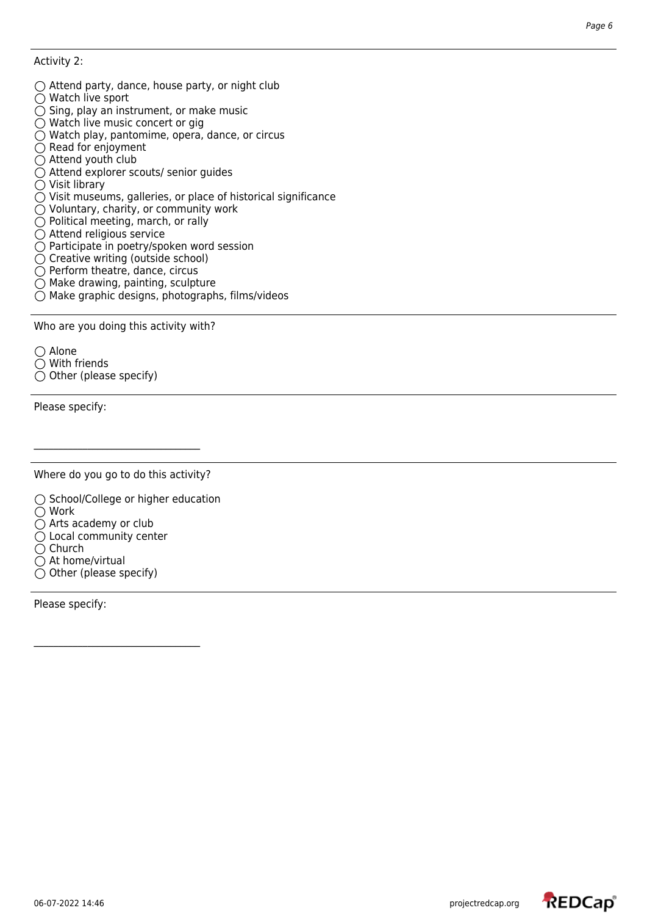Activity 2:

◯ Attend party, dance, house party, or night club
◯ Watch live sport
◯ Sing, play an instrument, or make music
◯ Watch live music concert or gig
◯ Watch play, pantomime, opera, dance, or circus
◯ Read for enjoyment
◯ Attend youth club
◯ Attend explorer scouts/ senior guides
◯ Visit library
◯ Visit museums, galleries, or place of historical significance
◯ Voluntary, charity, or community work
◯ Political meeting, march, or rally
◯ Attend religious service
◯ Participate in poetry/spoken word session
◯ Creative writing (outside school)
◯ Perform theatre, dance, circus
◯ Make drawing, painting, sculpture
◯ Make graphic designs, photographs, films/videos

---

Who are you doing this activity with?

◯ Alone
◯ With friends
◯ Other (please specify)

---

Please specify:

________________________________

---

Where do you go to do this activity?

◯ School/College or higher education
◯ Work
◯ Arts academy or club
◯ Local community center
◯ Church
◯ At home/virtual
◯ Other (please specify)

---

Please specify:

________________________________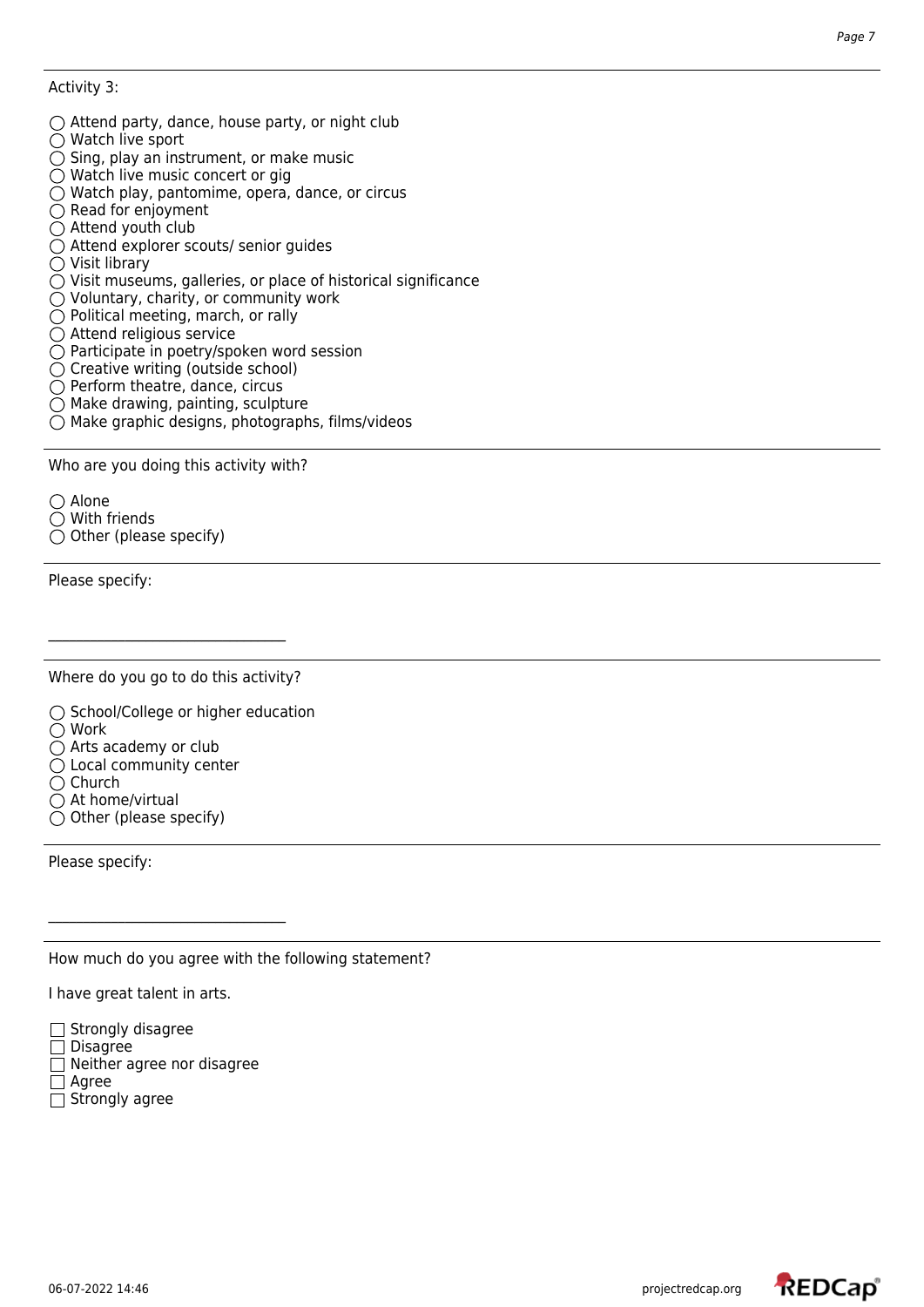Activity 3:

◯ Attend party, dance, house party, or night club
◯ Watch live sport
◯ Sing, play an instrument, or make music
◯ Watch live music concert or gig
◯ Watch play, pantomime, opera, dance, or circus
◯ Read for enjoyment
◯ Attend youth club
◯ Attend explorer scouts/ senior guides
◯ Visit library
◯ Visit museums, galleries, or place of historical significance
◯ Voluntary, charity, or community work
◯ Political meeting, march, or rally
◯ Attend religious service
◯ Participate in poetry/spoken word session
◯ Creative writing (outside school)
◯ Perform theatre, dance, circus
◯ Make drawing, painting, sculpture
◯ Make graphic designs, photographs, films/videos

---

Who are you doing this activity with?

◯ Alone
◯ With friends
◯ Other (please specify)

---

Please specify:

________________________________

---

Where do you go to do this activity?

◯ School/College or higher education
◯ Work
◯ Arts academy or club
◯ Local community center
◯ Church
◯ At home/virtual
◯ Other (please specify)

---

Please specify:

________________________________

---

How much do you agree with the following statement?

I have great talent in arts.

☐ Strongly disagree
☐ Disagree
☐ Neither agree nor disagree
☐ Agree
☐ Strongly agree